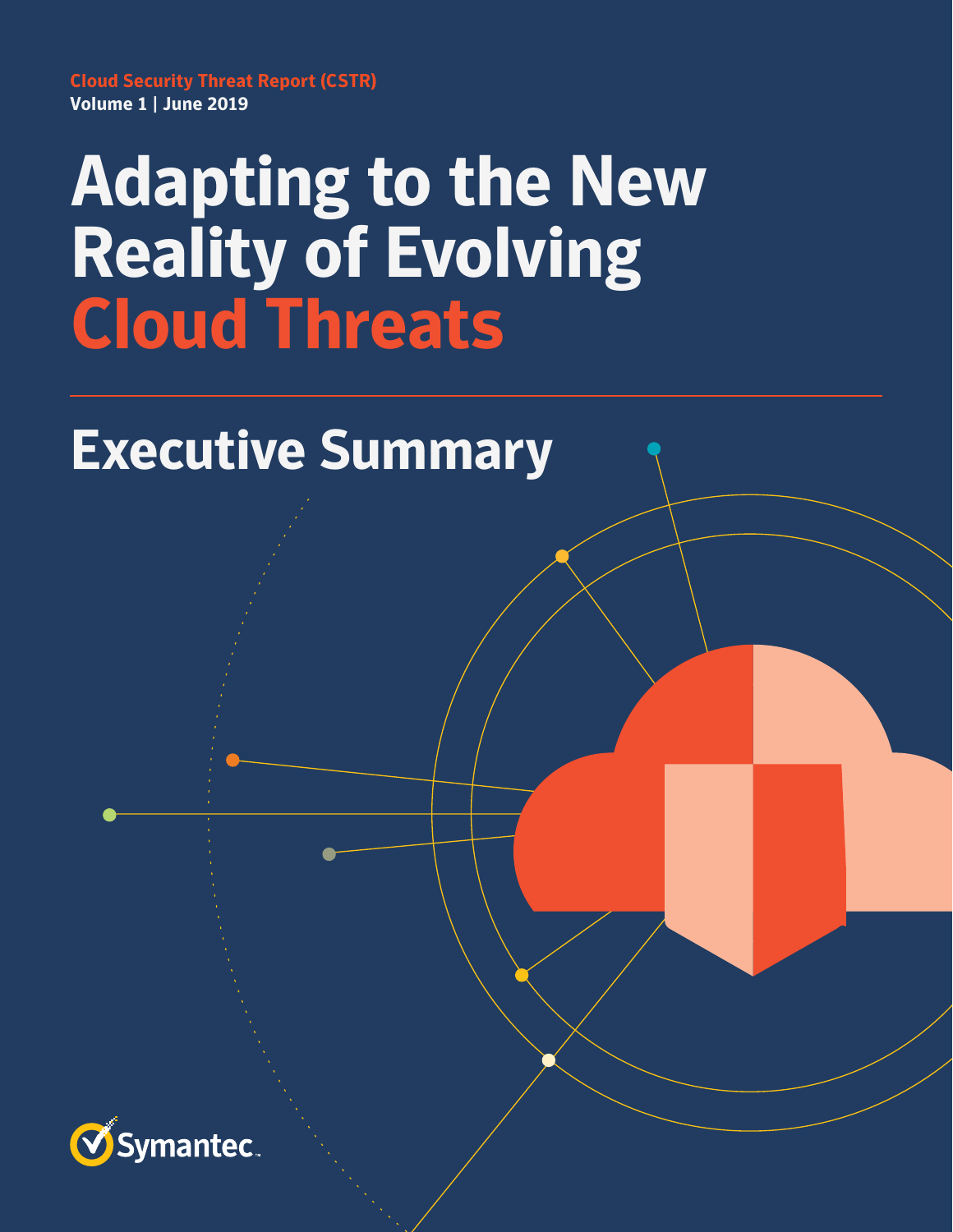**Cloud Security Threat Report (CSTR)**
**Volume 1 | June 2019**

# Adapting to the New Reality of Evolving Cloud Threats

## Executive Summary

Symantec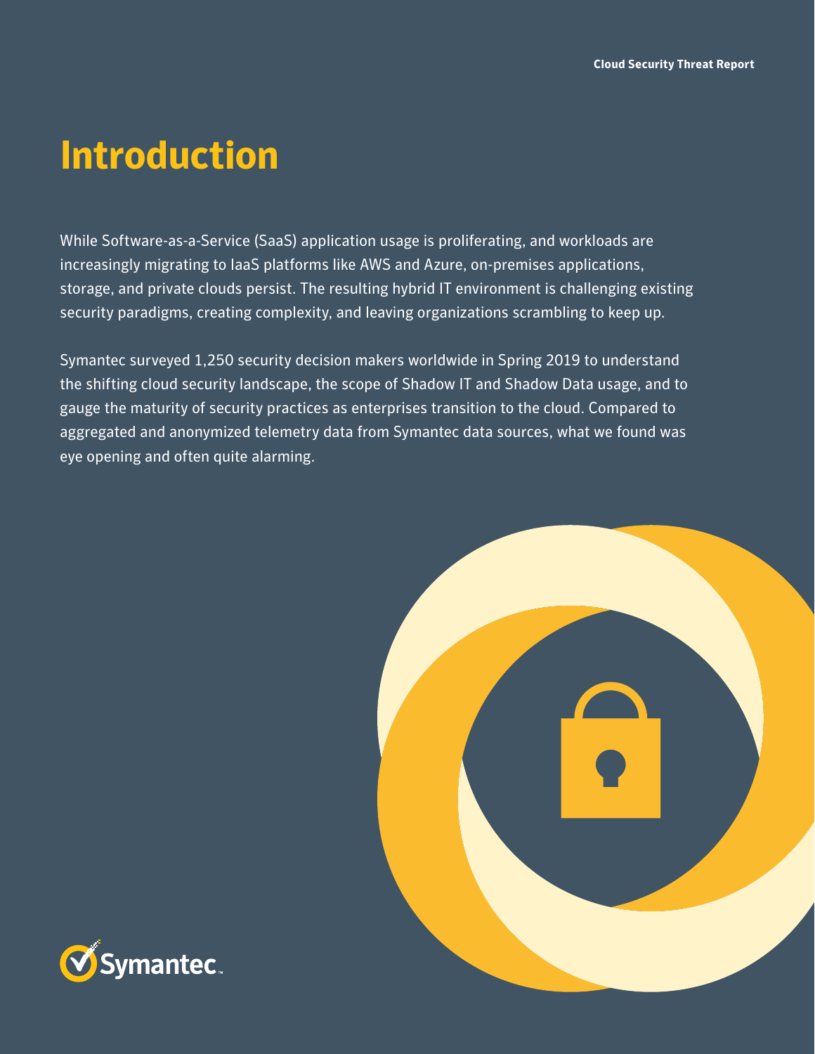# Introduction

While Software-as-a-Service (SaaS) application usage is proliferating, and workloads are increasingly migrating to IaaS platforms like AWS and Azure, on-premises applications, storage, and private clouds persist. The resulting hybrid IT environment is challenging existing security paradigms, creating complexity, and leaving organizations scrambling to keep up.

Symantec surveyed 1,250 security decision makers worldwide in Spring 2019 to understand the shifting cloud security landscape, the scope of Shadow IT and Shadow Data usage, and to gauge the maturity of security practices as enterprises transition to the cloud. Compared to aggregated and anonymized telemetry data from Symantec data sources, what we found was eye opening and often quite alarming.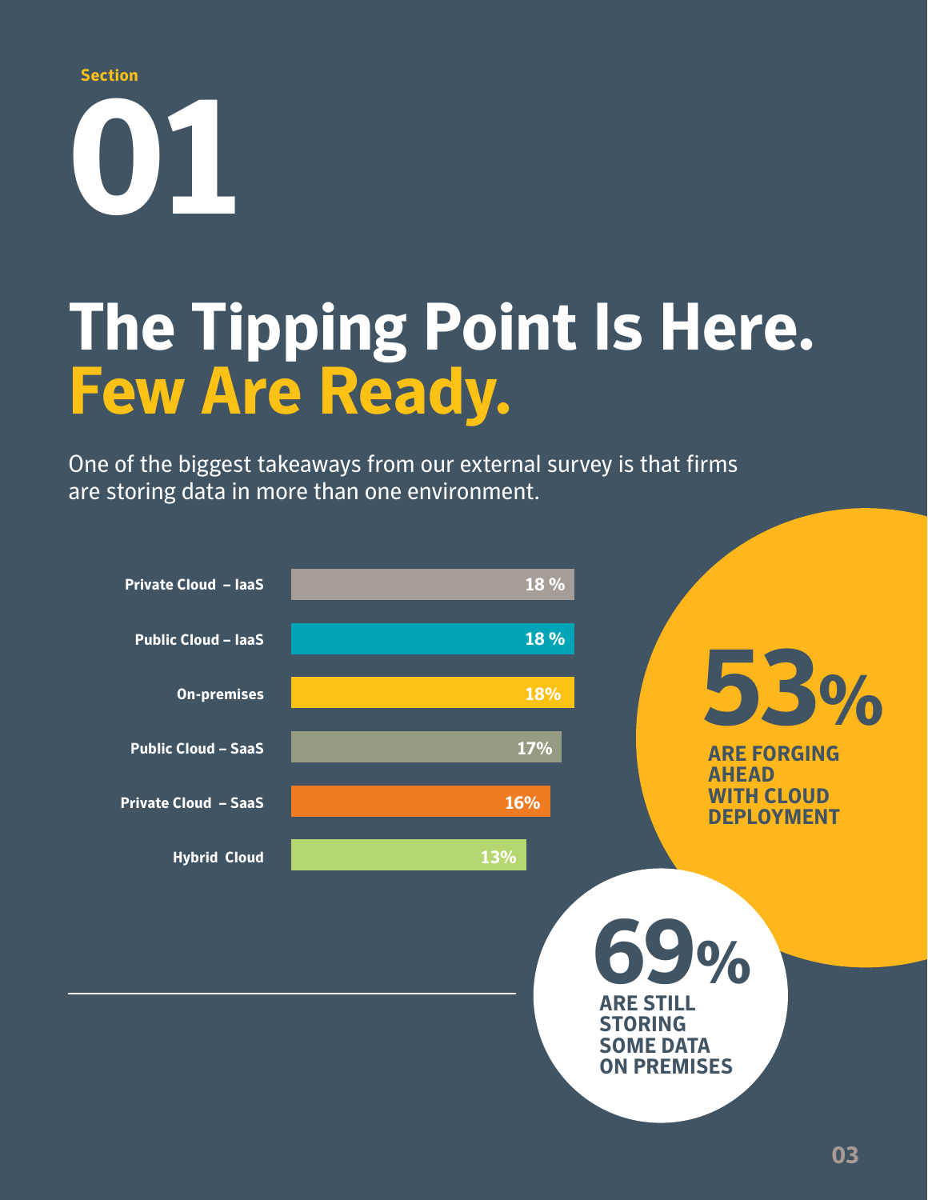Section

# 01

# The Tipping Point Is Here. Few Are Ready.

One of the biggest takeaways from our external survey is that firms are storing data in more than one environment.

| Environment | Percentage |
| --- | --- |
| Private Cloud – IaaS | 18 % |
| Public Cloud – IaaS | 18 % |
| On-premises | 18% |
| Public Cloud – SaaS | 17% |
| Private Cloud – SaaS | 16% |
| Hybrid Cloud | 13% |

**53%** ARE FORGING AHEAD WITH CLOUD DEPLOYMENT

**69%** ARE STILL STORING SOME DATA ON PREMISES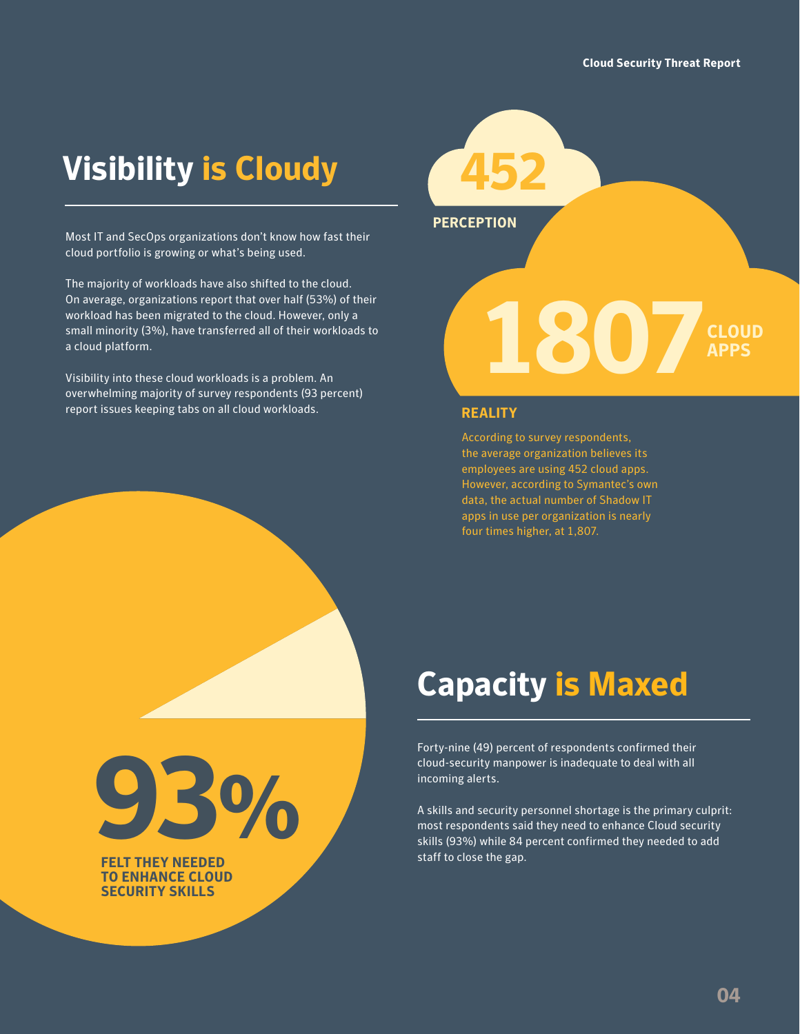## Visibility is Cloudy

Most IT and SecOps organizations don't know how fast their cloud portfolio is growing or what's being used.

The majority of workloads have also shifted to the cloud. On average, organizations report that over half (53%) of their workload has been migrated to the cloud. However, only a small minority (3%), have transferred all of their workloads to a cloud platform.

Visibility into these cloud workloads is a problem. An overwhelming majority of survey respondents (93 percent) report issues keeping tabs on all cloud workloads.

**452**

**PERCEPTION**

**1807 CLOUD APPS**

**REALITY**

According to survey respondents, the average organization believes its employees are using 452 cloud apps. However, according to Symantec's own data, the actual number of Shadow IT apps in use per organization is nearly four times higher, at 1,807.

**93%**

**FELT THEY NEEDED TO ENHANCE CLOUD SECURITY SKILLS**

## Capacity is Maxed

Forty-nine (49) percent of respondents confirmed their cloud-security manpower is inadequate to deal with all incoming alerts.

A skills and security personnel shortage is the primary culprit: most respondents said they need to enhance Cloud security skills (93%) while 84 percent confirmed they needed to add staff to close the gap.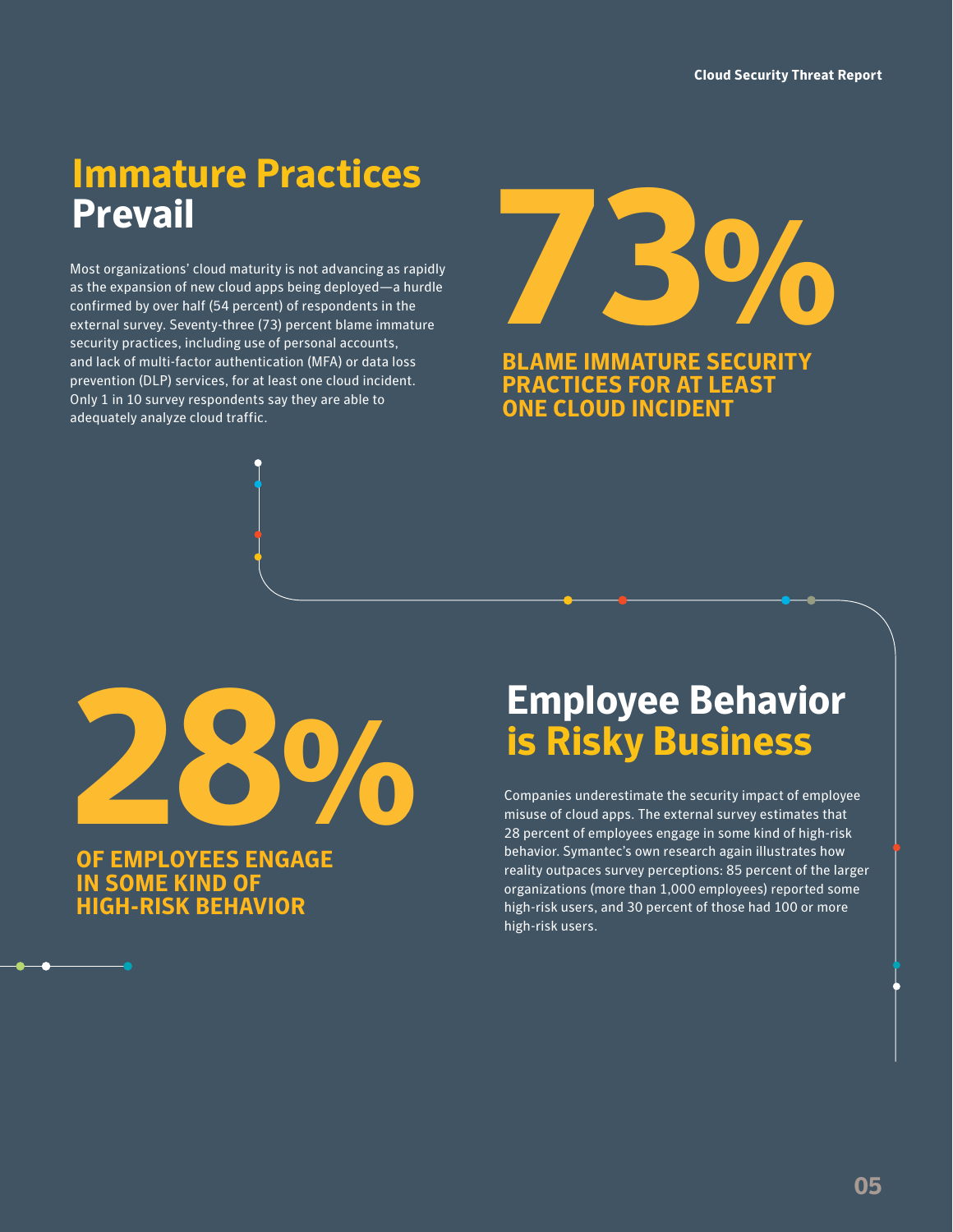## Immature Practices Prevail

Most organizations' cloud maturity is not advancing as rapidly as the expansion of new cloud apps being deployed—a hurdle confirmed by over half (54 percent) of respondents in the external survey. Seventy-three (73) percent blame immature security practices, including use of personal accounts, and lack of multi-factor authentication (MFA) or data loss prevention (DLP) services, for at least one cloud incident. Only 1 in 10 survey respondents say they are able to adequately analyze cloud traffic.

**73%**

**BLAME IMMATURE SECURITY PRACTICES FOR AT LEAST ONE CLOUD INCIDENT**

**28%**

**OF EMPLOYEES ENGAGE IN SOME KIND OF HIGH-RISK BEHAVIOR**

## Employee Behavior is Risky Business

Companies underestimate the security impact of employee misuse of cloud apps. The external survey estimates that 28 percent of employees engage in some kind of high-risk behavior. Symantec's own research again illustrates how reality outpaces survey perceptions: 85 percent of the larger organizations (more than 1,000 employees) reported some high-risk users, and 30 percent of those had 100 or more high-risk users.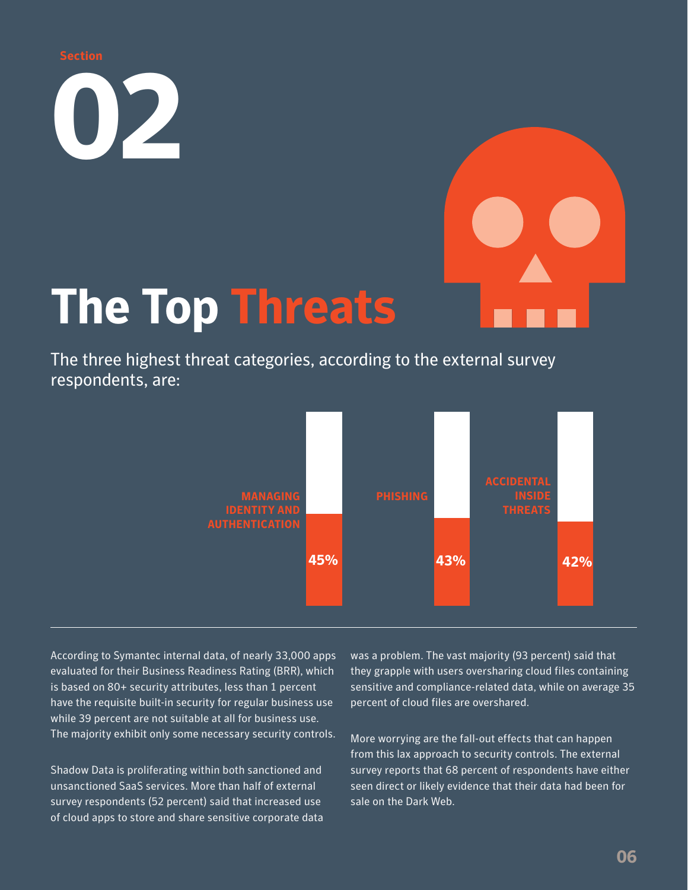Section

# 02

# The Top Threats

The three highest threat categories, according to the external survey respondents, are:

| Threat | Percent |
| --- | --- |
| MANAGING IDENTITY AND AUTHENTICATION | 45% |
| PHISHING | 43% |
| ACCIDENTAL INSIDE THREATS | 42% |

According to Symantec internal data, of nearly 33,000 apps evaluated for their Business Readiness Rating (BRR), which is based on 80+ security attributes, less than 1 percent have the requisite built-in security for regular business use while 39 percent are not suitable at all for business use. The majority exhibit only some necessary security controls.

Shadow Data is proliferating within both sanctioned and unsanctioned SaaS services. More than half of external survey respondents (52 percent) said that increased use of cloud apps to store and share sensitive corporate data was a problem. The vast majority (93 percent) said that they grapple with users oversharing cloud files containing sensitive and compliance-related data, while on average 35 percent of cloud files are overshared.

More worrying are the fall-out effects that can happen from this lax approach to security controls. The external survey reports that 68 percent of respondents have either seen direct or likely evidence that their data had been for sale on the Dark Web.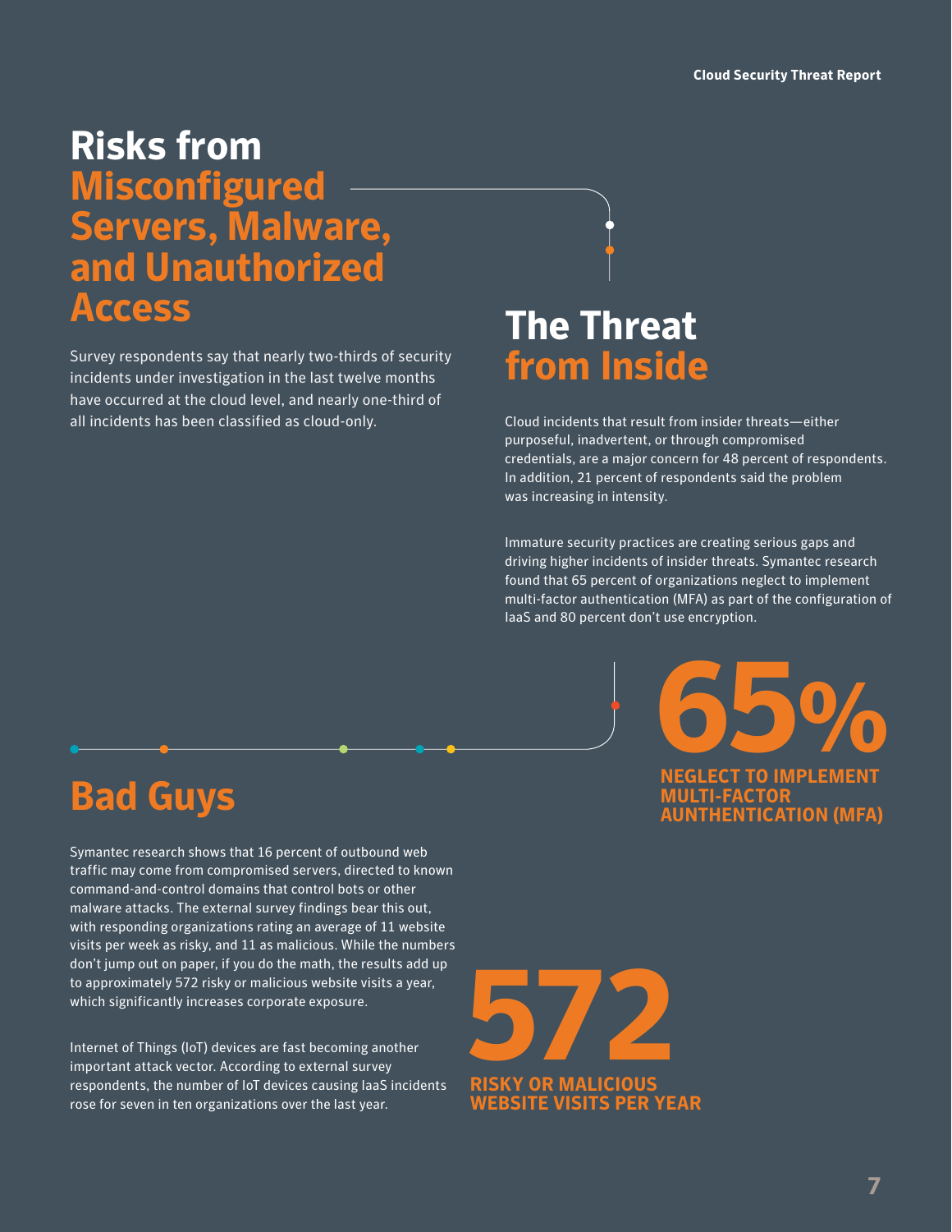## Risks from Misconfigured Servers, Malware, and Unauthorized Access

Survey respondents say that nearly two-thirds of security incidents under investigation in the last twelve months have occurred at the cloud level, and nearly one-third of all incidents has been classified as cloud-only.

## The Threat from Inside

Cloud incidents that result from insider threats—either purposeful, inadvertent, or through compromised credentials, are a major concern for 48 percent of respondents. In addition, 21 percent of respondents said the problem was increasing in intensity.

Immature security practices are creating serious gaps and driving higher incidents of insider threats. Symantec research found that 65 percent of organizations neglect to implement multi-factor authentication (MFA) as part of the configuration of IaaS and 80 percent don't use encryption.

**65%**

**NEGLECT TO IMPLEMENT MULTI-FACTOR AUNTHENTICATION (MFA)**

## Bad Guys

Symantec research shows that 16 percent of outbound web traffic may come from compromised servers, directed to known command-and-control domains that control bots or other malware attacks. The external survey findings bear this out, with responding organizations rating an average of 11 website visits per week as risky, and 11 as malicious. While the numbers don't jump out on paper, if you do the math, the results add up to approximately 572 risky or malicious website visits a year, which significantly increases corporate exposure.

Internet of Things (IoT) devices are fast becoming another important attack vector. According to external survey respondents, the number of IoT devices causing IaaS incidents rose for seven in ten organizations over the last year.

**572**

**RISKY OR MALICIOUS WEBSITE VISITS PER YEAR**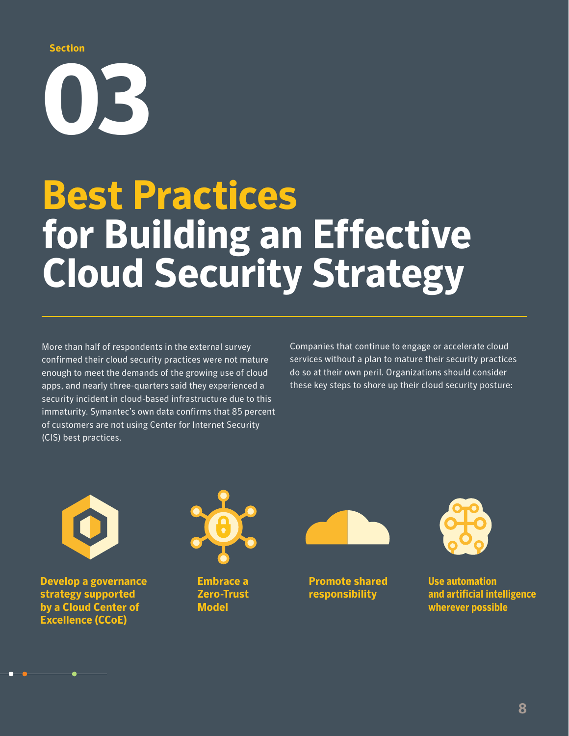Section

# 03

# Best Practices for Building an Effective Cloud Security Strategy

More than half of respondents in the external survey confirmed their cloud security practices were not mature enough to meet the demands of the growing use of cloud apps, and nearly three-quarters said they experienced a security incident in cloud-based infrastructure due to this immaturity. Symantec's own data confirms that 85 percent of customers are not using Center for Internet Security (CIS) best practices.

Companies that continue to engage or accelerate cloud services without a plan to mature their security practices do so at their own peril. Organizations should consider these key steps to shore up their cloud security posture:

- **Develop a governance strategy supported by a Cloud Center of Excellence (CCoE)**
- **Embrace a Zero-Trust Model**
- **Promote shared responsibility**
- **Use automation and artificial intelligence wherever possible**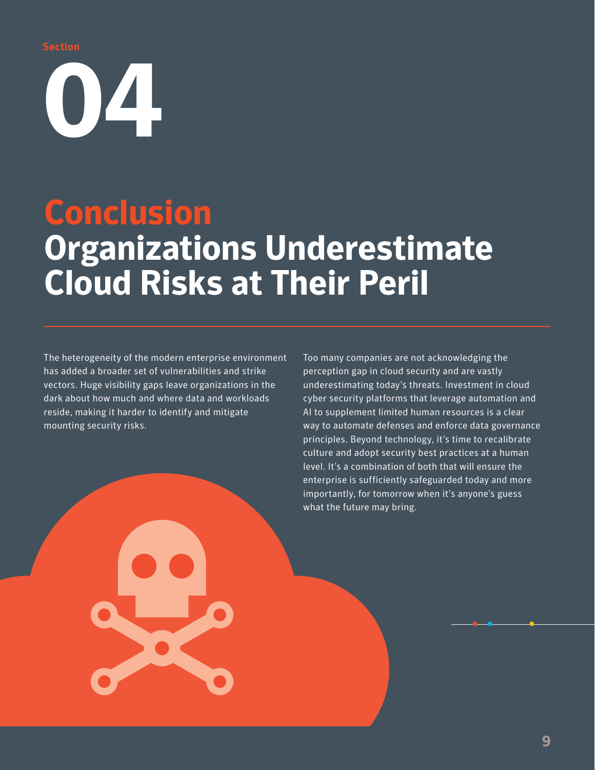Section

# 04

# Conclusion

## Organizations Underestimate Cloud Risks at Their Peril

The heterogeneity of the modern enterprise environment has added a broader set of vulnerabilities and strike vectors. Huge visibility gaps leave organizations in the dark about how much and where data and workloads reside, making it harder to identify and mitigate mounting security risks.

Too many companies are not acknowledging the perception gap in cloud security and are vastly underestimating today's threats. Investment in cloud cyber security platforms that leverage automation and AI to supplement limited human resources is a clear way to automate defenses and enforce data governance principles. Beyond technology, it's time to recalibrate culture and adopt security best practices at a human level. It's a combination of both that will ensure the enterprise is sufficiently safeguarded today and more importantly, for tomorrow when it's anyone's guess what the future may bring.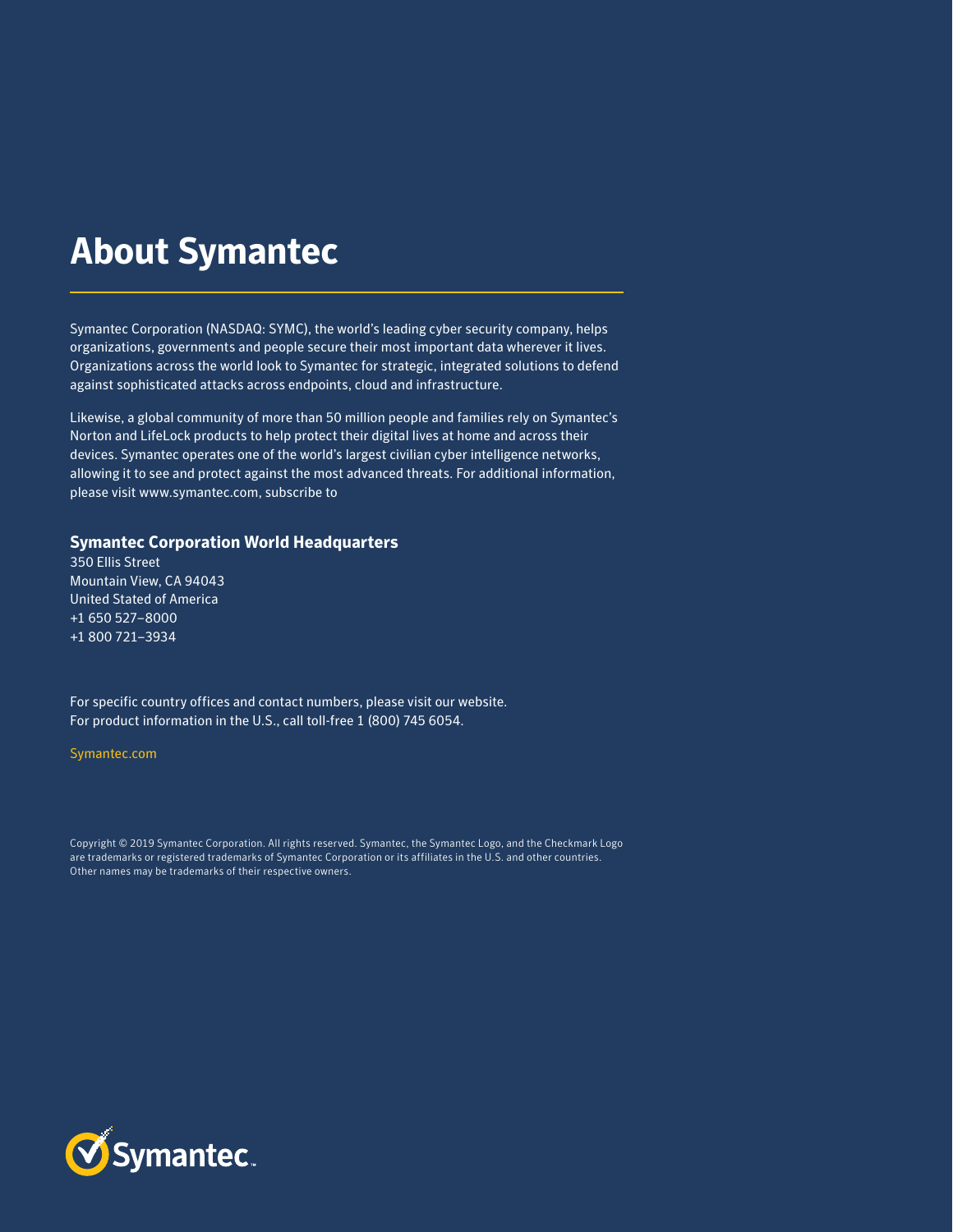# About Symantec

Symantec Corporation (NASDAQ: SYMC), the world's leading cyber security company, helps organizations, governments and people secure their most important data wherever it lives. Organizations across the world look to Symantec for strategic, integrated solutions to defend against sophisticated attacks across endpoints, cloud and infrastructure.

Likewise, a global community of more than 50 million people and families rely on Symantec's Norton and LifeLock products to help protect their digital lives at home and across their devices. Symantec operates one of the world's largest civilian cyber intelligence networks, allowing it to see and protect against the most advanced threats. For additional information, please visit www.symantec.com, subscribe to

### Symantec Corporation World Headquarters

350 Ellis Street
Mountain View, CA 94043
United Stated of America
+1 650 527–8000
+1 800 721–3934

For specific country offices and contact numbers, please visit our website.
For product information in the U.S., call toll-free 1 (800) 745 6054.

Symantec.com

Copyright © 2019 Symantec Corporation. All rights reserved. Symantec, the Symantec Logo, and the Checkmark Logo are trademarks or registered trademarks of Symantec Corporation or its affiliates in the U.S. and other countries. Other names may be trademarks of their respective owners.